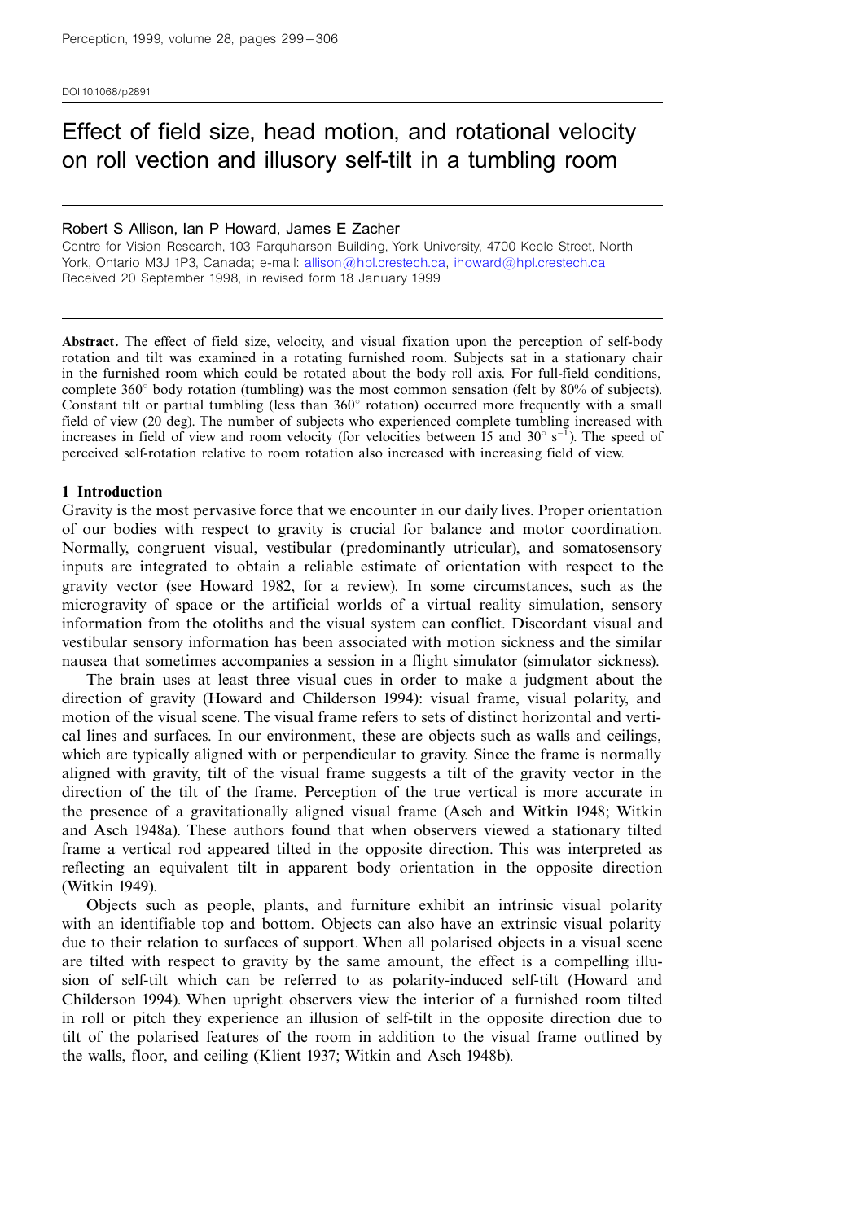DOI:10.1068/p2891

# Effect of field size, head motion, and rotational velocity on roll vection and illusory self-tilt in a tumbling room

Robert S Allison, Ian P Howard, James E Zacher

Centre for Vision Research, 103 Farquharson Building, York University, 4700 Keele Street, North York, Ontario M3J 1P3, Canada; e-mail: allison@hpl.crestech.ca, ihoward@hpl.crestech.ca

Received 20 September 1998, in revised form 18 January 1999

**Abstract.** The effect of field size, velocity, and visual fixation upon the perception of self-body rotation and tilt was examined in a rotating furnished room. Subjects sat in a stationary chair in the furnished room which could be rotated about the body roll axis. For full-field conditions, complete 360° body rotation (tumbling) was the most common sensation (felt by 80% of subjects). Constant tilt or partial tumbling (less than 360° rotation) occurred more frequently with a small field of view (20 deg). The number of subjects who experienced complete tumbling increased with increases in field of view and room velocity (for velocities between 15 and 30° $s^{-1}$). The speed of perceived self-rotation relative to room rotation also increased with increasing field of view.

## 1 Introduction

Gravity is the most pervasive force that we encounter in our daily lives. Proper orientation of our bodies with respect to gravity is crucial for balance and motor coordination. Normally, congruent visual, vestibular (predominantly utricular), and somatosensory inputs are integrated to obtain a reliable estimate of orientation with respect to the gravity vector (see Howard 1982, for a review). In some circumstances, such as the microgravity of space or the artificial worlds of a virtual reality simulation, sensory information from the otoliths and the visual system can conflict. Discordant visual and vestibular sensory information has been associated with motion sickness and the similar nausea that sometimes accompanies a session in a flight simulator (simulator sickness).

The brain uses at least three visual cues in order to make a judgment about the direction of gravity (Howard and Childerson 1994): visual frame, visual polarity, and motion of the visual scene. The visual frame refers to sets of distinct horizontal and vertical lines and surfaces. In our environment, these are objects such as walls and ceilings, which are typically aligned with or perpendicular to gravity. Since the frame is normally aligned with gravity, tilt of the visual frame suggests a tilt of the gravity vector in the direction of the tilt of the frame. Perception of the true vertical is more accurate in the presence of a gravitationally aligned visual frame (Asch and Witkin 1948; Witkin and Asch 1948a). These authors found that when observers viewed a stationary tilted frame a vertical rod appeared tilted in the opposite direction. This was interpreted as reflecting an equivalent tilt in apparent body orientation in the opposite direction (Witkin 1949).

Objects such as people, plants, and furniture exhibit an intrinsic visual polarity with an identifiable top and bottom. Objects can also have an extrinsic visual polarity due to their relation to surfaces of support. When all polarised objects in a visual scene are tilted with respect to gravity by the same amount, the effect is a compelling illusion of self-tilt which can be referred to as polarity-induced self-tilt (Howard and Childerson 1994). When upright observers view the interior of a furnished room tilted in roll or pitch they experience an illusion of self-tilt in the opposite direction due to tilt of the polarised features of the room in addition to the visual frame outlined by the walls, floor, and ceiling (Klient 1937; Witkin and Asch 1948b).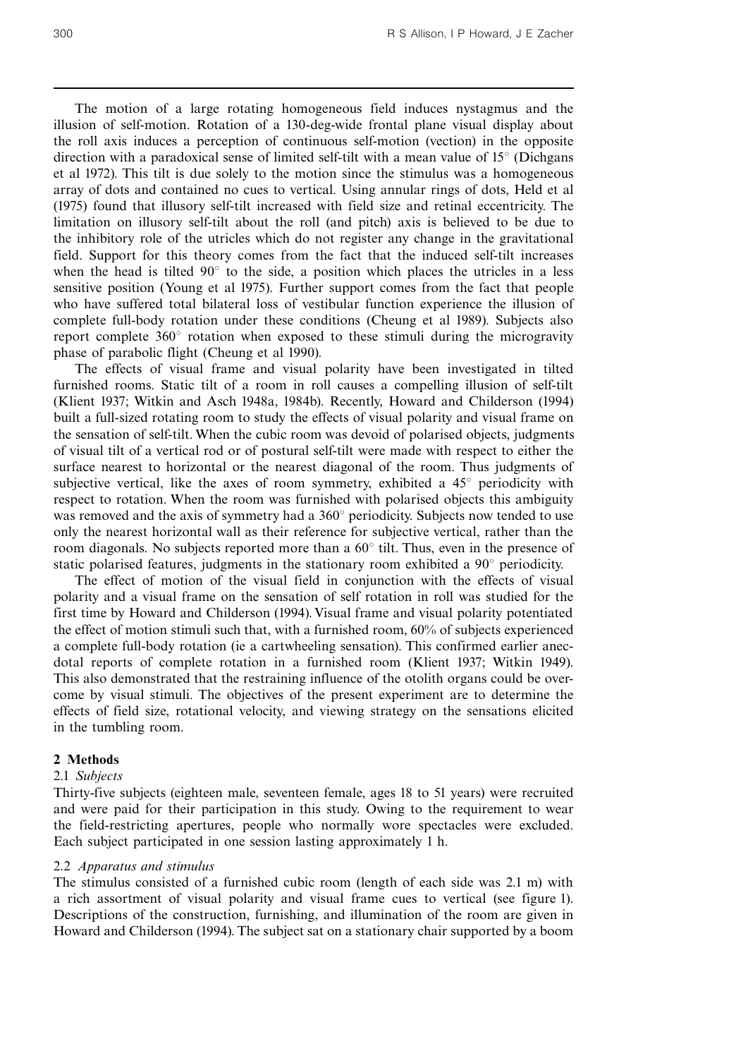The motion of a large rotating homogeneous field induces nystagmus and the illusion of self-motion. Rotation of a 130-deg-wide frontal plane visual display about the roll axis induces a perception of continuous self-motion (vection) in the opposite direction with a paradoxical sense of limited self-tilt with a mean value of 15° (Dichgans et al 1972). This tilt is due solely to the motion since the stimulus was a homogeneous array of dots and contained no cues to vertical. Using annular rings of dots, Held et al (1975) found that illusory self-tilt increased with field size and retinal eccentricity. The limitation on illusory self-tilt about the roll (and pitch) axis is believed to be due to the inhibitory role of the utricles which do not register any change in the gravitational field. Support for this theory comes from the fact that the induced self-tilt increases when the head is tilted 90° to the side, a position which places the utricles in a less sensitive position (Young et al 1975). Further support comes from the fact that people who have suffered total bilateral loss of vestibular function experience the illusion of complete full-body rotation under these conditions (Cheung et al 1989). Subjects also report complete 360° rotation when exposed to these stimuli during the microgravity phase of parabolic flight (Cheung et al 1990).

The effects of visual frame and visual polarity have been investigated in tilted furnished rooms. Static tilt of a room in roll causes a compelling illusion of self-tilt (Klient 1937; Witkin and Asch 1948a, 1984b). Recently, Howard and Childerson (1994) built a full-sized rotating room to study the effects of visual polarity and visual frame on the sensation of self-tilt. When the cubic room was devoid of polarised objects, judgments of visual tilt of a vertical rod or of postural self-tilt were made with respect to either the surface nearest to horizontal or the nearest diagonal of the room. Thus judgments of subjective vertical, like the axes of room symmetry, exhibited a 45° periodicity with respect to rotation. When the room was furnished with polarised objects this ambiguity was removed and the axis of symmetry had a 360° periodicity. Subjects now tended to use only the nearest horizontal wall as their reference for subjective vertical, rather than the room diagonals. No subjects reported more than a 60° tilt. Thus, even in the presence of static polarised features, judgments in the stationary room exhibited a 90° periodicity.

The effect of motion of the visual field in conjunction with the effects of visual polarity and a visual frame on the sensation of self rotation in roll was studied for the first time by Howard and Childerson (1994). Visual frame and visual polarity potentiated the effect of motion stimuli such that, with a furnished room, 60% of subjects experienced a complete full-body rotation (ie a cartwheeling sensation). This confirmed earlier anecdotal reports of complete rotation in a furnished room (Klient 1937; Witkin 1949). This also demonstrated that the restraining influence of the otolith organs could be overcome by visual stimuli. The objectives of the present experiment are to determine the effects of field size, rotational velocity, and viewing strategy on the sensations elicited in the tumbling room.

## 2 Methods

### 2.1 *Subjects*

Thirty-five subjects (eighteen male, seventeen female, ages 18 to 51 years) were recruited and were paid for their participation in this study. Owing to the requirement to wear the field-restricting apertures, people who normally wore spectacles were excluded. Each subject participated in one session lasting approximately 1 h.

### 2.2 *Apparatus and stimulus*

The stimulus consisted of a furnished cubic room (length of each side was 2.1 m) with a rich assortment of visual polarity and visual frame cues to vertical (see figure 1). Descriptions of the construction, furnishing, and illumination of the room are given in Howard and Childerson (1994). The subject sat on a stationary chair supported by a boom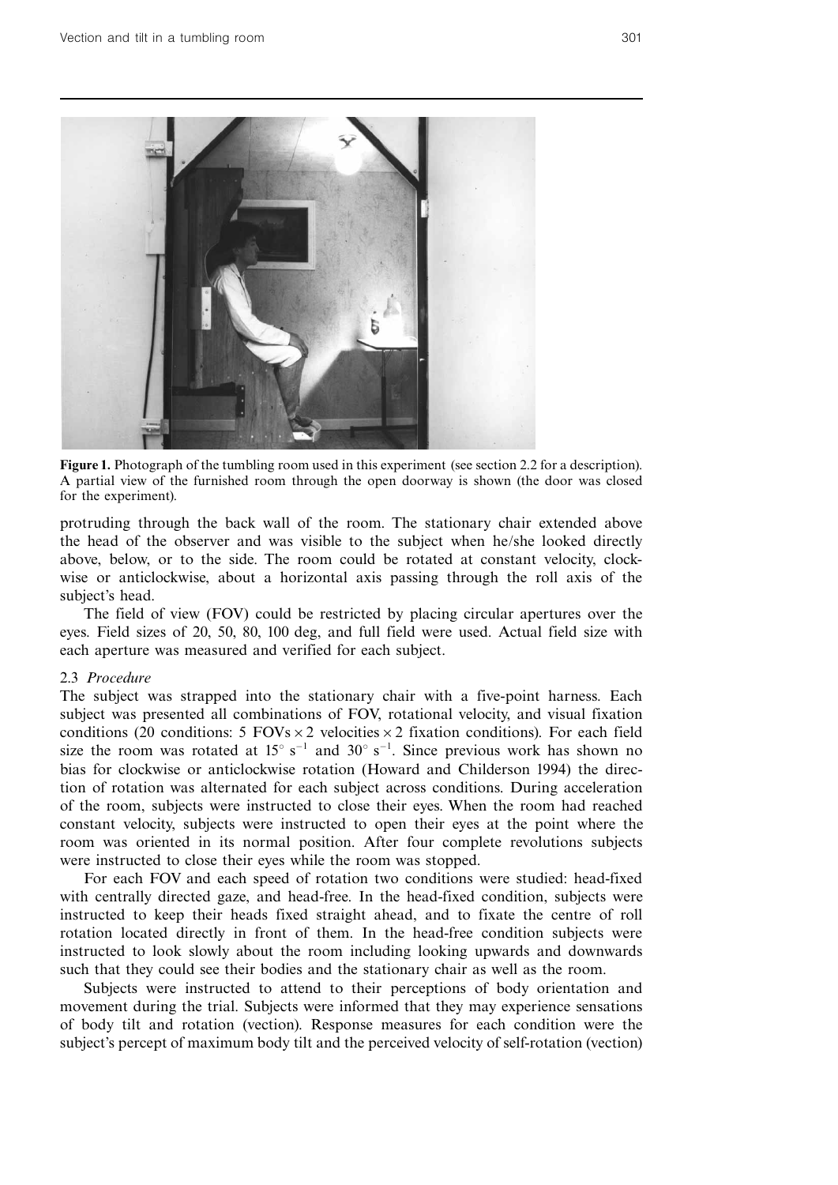**Figure 1.** Photograph of the tumbling room used in this experiment (see section 2.2 for a description). A partial view of the furnished room through the open doorway is shown (the door was closed for the experiment).

protruding through the back wall of the room. The stationary chair extended above the head of the observer and was visible to the subject when he/she looked directly above, below, or to the side. The room could be rotated at constant velocity, clockwise or anticlockwise, about a horizontal axis passing through the roll axis of the subject's head.

The field of view (FOV) could be restricted by placing circular apertures over the eyes. Field sizes of 20, 50, 80, 100 deg, and full field were used. Actual field size with each aperture was measured and verified for each subject.

### 2.3 *Procedure*

The subject was strapped into the stationary chair with a five-point harness. Each subject was presented all combinations of FOV, rotational velocity, and visual fixation conditions (20 conditions: 5 FOVs $\times$ 2 velocities $\times$ 2 fixation conditions). For each field size the room was rotated at $15^\circ$ s$^{-1}$ and $30^\circ$ s$^{-1}$. Since previous work has shown no bias for clockwise or anticlockwise rotation (Howard and Childerson 1994) the direction of rotation was alternated for each subject across conditions. During acceleration of the room, subjects were instructed to close their eyes. When the room had reached constant velocity, subjects were instructed to open their eyes at the point where the room was oriented in its normal position. After four complete revolutions subjects were instructed to close their eyes while the room was stopped.

For each FOV and each speed of rotation two conditions were studied: head-fixed with centrally directed gaze, and head-free. In the head-fixed condition, subjects were instructed to keep their heads fixed straight ahead, and to fixate the centre of roll rotation located directly in front of them. In the head-free condition subjects were instructed to look slowly about the room including looking upwards and downwards such that they could see their bodies and the stationary chair as well as the room.

Subjects were instructed to attend to their perceptions of body orientation and movement during the trial. Subjects were informed that they may experience sensations of body tilt and rotation (vection). Response measures for each condition were the subject's percept of maximum body tilt and the perceived velocity of self-rotation (vection)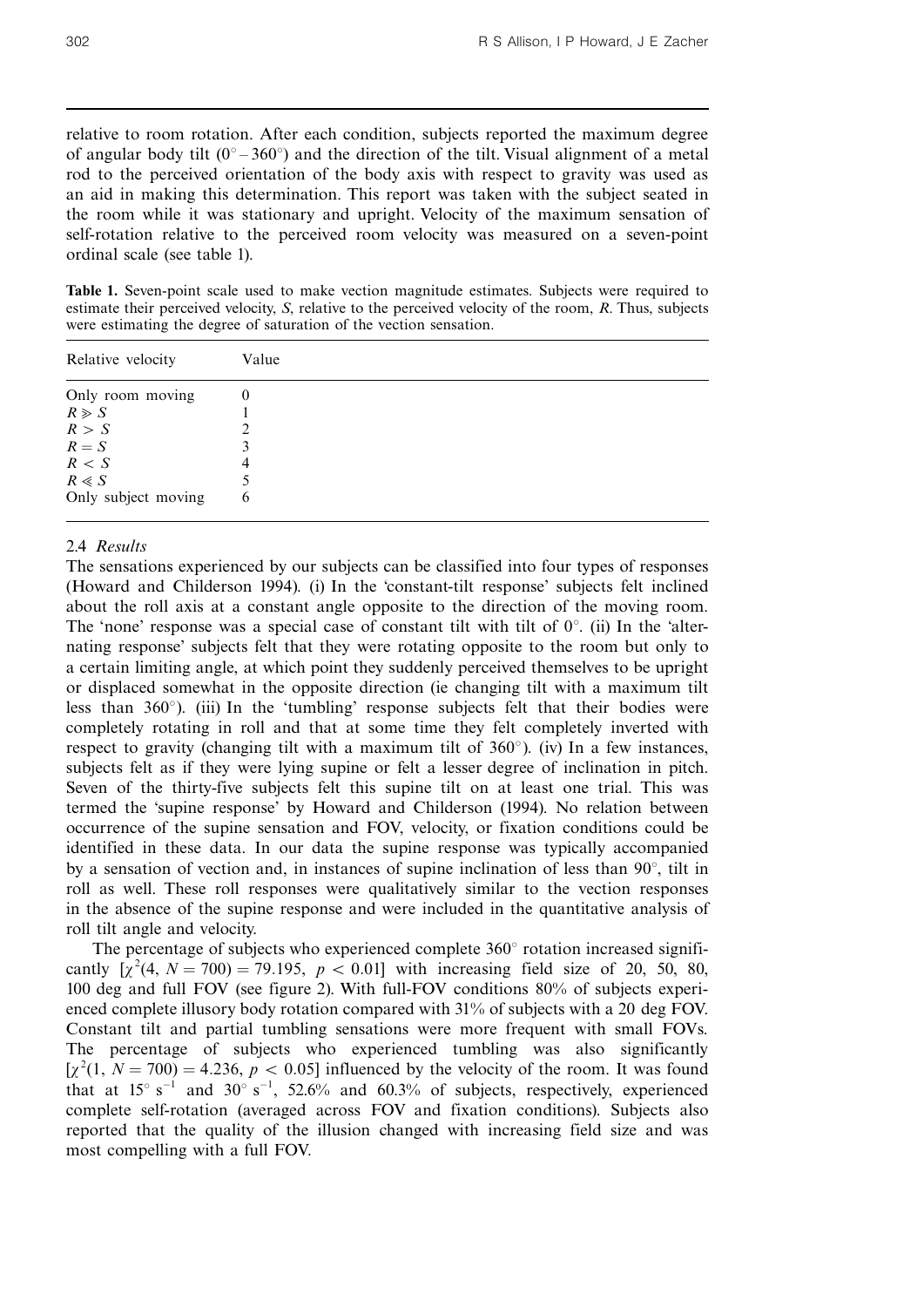relative to room rotation. After each condition, subjects reported the maximum degree of angular body tilt ($0° - 360°$) and the direction of the tilt. Visual alignment of a metal rod to the perceived orientation of the body axis with respect to gravity was used as an aid in making this determination. This report was taken with the subject seated in the room while it was stationary and upright. Velocity of the maximum sensation of self-rotation relative to the perceived room velocity was measured on a seven-point ordinal scale (see table 1).

**Table 1.** Seven-point scale used to make vection magnitude estimates. Subjects were required to estimate their perceived velocity, $S$, relative to the perceived velocity of the room, $R$. Thus, subjects were estimating the degree of saturation of the vection sensation.

| Relative velocity | Value |
|---|---|
| Only room moving | 0 |
| $R \gg S$ | 1 |
| $R > S$ | 2 |
| $R = S$ | 3 |
| $R < S$ | 4 |
| $R \ll S$ | 5 |
| Only subject moving | 6 |

### 2.4 *Results*

The sensations experienced by our subjects can be classified into four types of responses (Howard and Childerson 1994). (i) In the 'constant-tilt response' subjects felt inclined about the roll axis at a constant angle opposite to the direction of the moving room. The 'none' response was a special case of constant tilt with tilt of 0°. (ii) In the 'alternating response' subjects felt that they were rotating opposite to the room but only to a certain limiting angle, at which point they suddenly perceived themselves to be upright or displaced somewhat in the opposite direction (ie changing tilt with a maximum tilt less than 360°). (iii) In the 'tumbling' response subjects felt that their bodies were completely rotating in roll and that at some time they felt completely inverted with respect to gravity (changing tilt with a maximum tilt of 360°). (iv) In a few instances, subjects felt as if they were lying supine or felt a lesser degree of inclination in pitch. Seven of the thirty-five subjects felt this supine tilt on at least one trial. This was termed the 'supine response' by Howard and Childerson (1994). No relation between occurrence of the supine sensation and FOV, velocity, or fixation conditions could be identified in these data. In our data the supine response was typically accompanied by a sensation of vection and, in instances of supine inclination of less than 90°, tilt in roll as well. These roll responses were qualitatively similar to the vection responses in the absence of the supine response and were included in the quantitative analysis of roll tilt angle and velocity.

The percentage of subjects who experienced complete 360° rotation increased significantly [$\chi^2(4, N = 700) = 79.195$, $p < 0.01$] with increasing field size of 20, 50, 80, 100 deg and full FOV (see figure 2). With full-FOV conditions 80% of subjects experienced complete illusory body rotation compared with 31% of subjects with a 20 deg FOV. Constant tilt and partial tumbling sensations were more frequent with small FOVs. The percentage of subjects who experienced tumbling was also significantly [$\chi^2(1, N = 700) = 4.236$, $p < 0.05$] influenced by the velocity of the room. It was found that at $15° \text{ s}^{-1}$ and $30° \text{ s}^{-1}$, 52.6% and 60.3% of subjects, respectively, experienced complete self-rotation (averaged across FOV and fixation conditions). Subjects also reported that the quality of the illusion changed with increasing field size and was most compelling with a full FOV.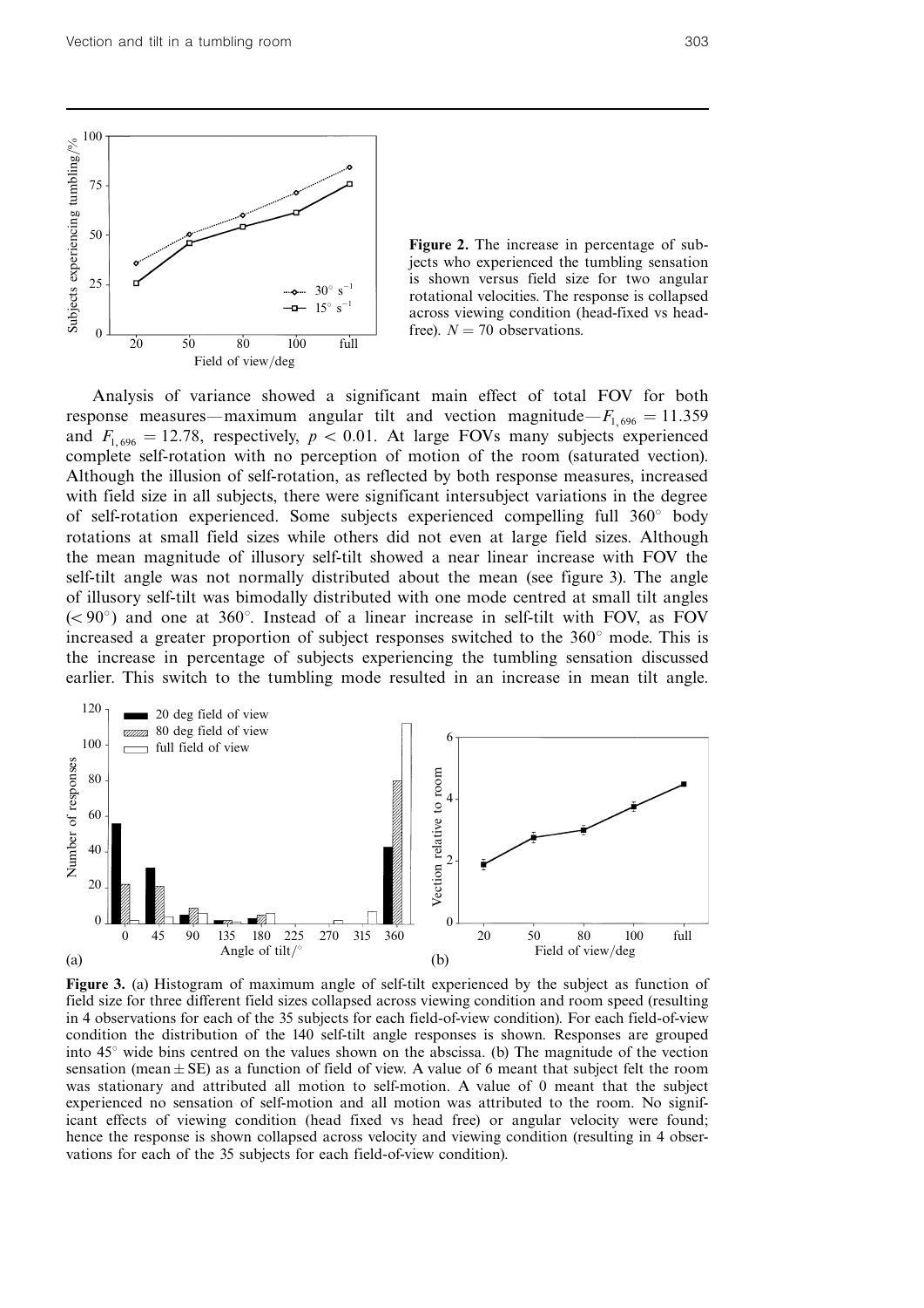**Figure 2.** The increase in percentage of subjects who experienced the tumbling sensation is shown versus field size for two angular rotational velocities. The response is collapsed across viewing condition (head-fixed vs head-free). $N = 70$ observations.

Analysis of variance showed a significant main effect of total FOV for both response measures—maximum angular tilt and vection magnitude—$F_{1,696} = 11.359$ and $F_{1,696} = 12.78$, respectively, $p < 0.01$. At large FOVs many subjects experienced complete self-rotation with no perception of motion of the room (saturated vection). Although the illusion of self-rotation, as reflected by both response measures, increased with field size in all subjects, there were significant intersubject variations in the degree of self-rotation experienced. Some subjects experienced compelling full 360° body rotations at small field sizes while others did not even at large field sizes. Although the mean magnitude of illusory self-tilt showed a near linear increase with FOV the self-tilt angle was not normally distributed about the mean (see figure 3). The angle of illusory self-tilt was bimodally distributed with one mode centred at small tilt angles ($< 90°$) and one at 360°. Instead of a linear increase in self-tilt with FOV, as FOV increased a greater proportion of subject responses switched to the 360° mode. This is the increase in percentage of subjects experiencing the tumbling sensation discussed earlier. This switch to the tumbling mode resulted in an increase in mean tilt angle.

**Figure 3.** (a) Histogram of maximum angle of self-tilt experienced by the subject as function of field size for three different field sizes collapsed across viewing condition and room speed (resulting in 4 observations for each of the 35 subjects for each field-of-view condition). For each field-of-view condition the distribution of the 140 self-tilt angle responses is shown. Responses are grouped into 45° wide bins centred on the values shown on the abscissa. (b) The magnitude of the vection sensation (mean ± SE) as a function of field of view. A value of 6 meant that subject felt the room was stationary and attributed all motion to self-motion. A value of 0 meant that the subject experienced no sensation of self-motion and all motion was attributed to the room. No significant effects of viewing condition (head fixed vs head free) or angular velocity were found; hence the response is shown collapsed across velocity and viewing condition (resulting in 4 observations for each of the 35 subjects for each field-of-view condition).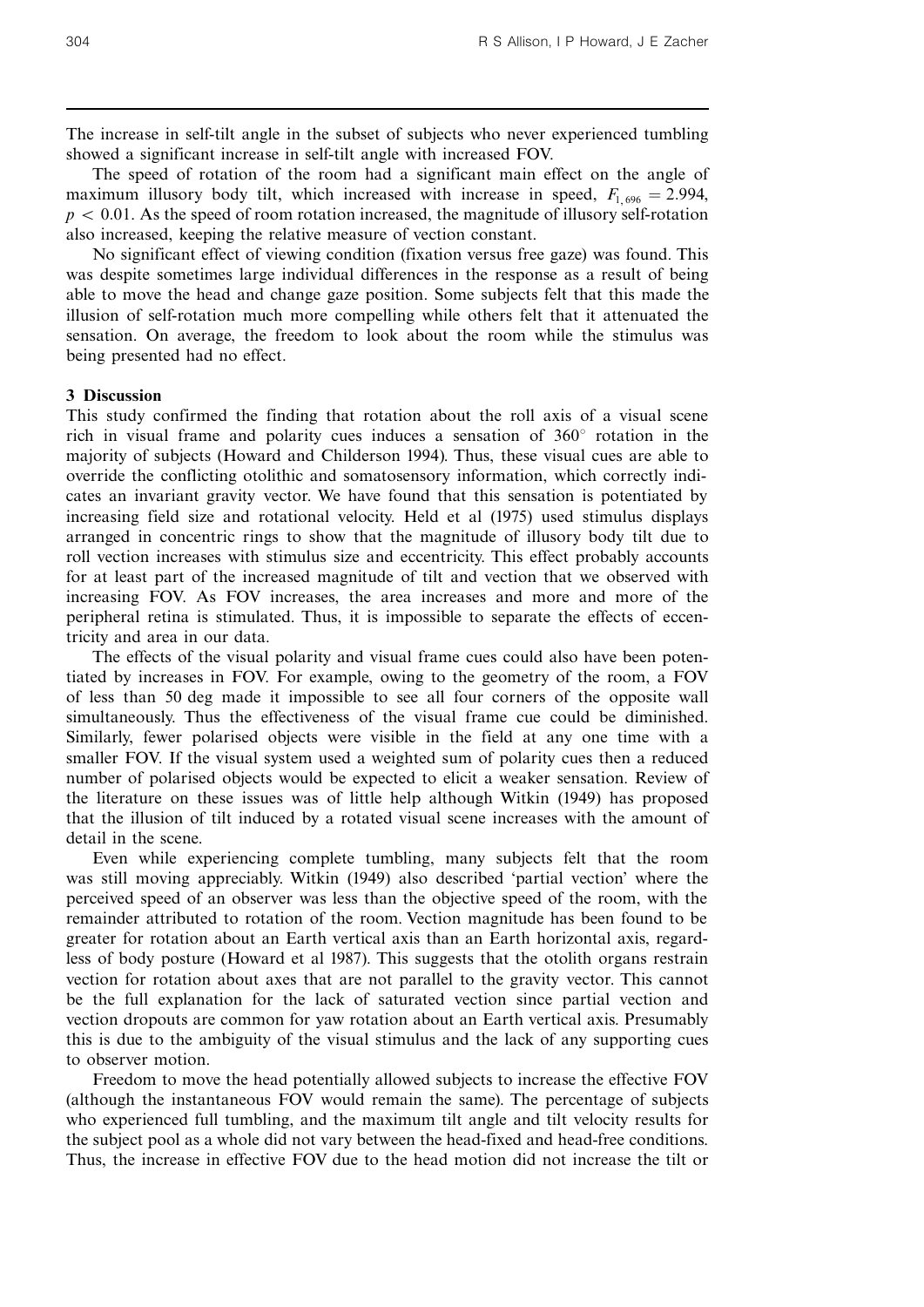The increase in self-tilt angle in the subset of subjects who never experienced tumbling showed a significant increase in self-tilt angle with increased FOV.

The speed of rotation of the room had a significant main effect on the angle of maximum illusory body tilt, which increased with increase in speed, $F_{1,696} = 2.994$, $p < 0.01$. As the speed of room rotation increased, the magnitude of illusory self-rotation also increased, keeping the relative measure of vection constant.

No significant effect of viewing condition (fixation versus free gaze) was found. This was despite sometimes large individual differences in the response as a result of being able to move the head and change gaze position. Some subjects felt that this made the illusion of self-rotation much more compelling while others felt that it attenuated the sensation. On average, the freedom to look about the room while the stimulus was being presented had no effect.

## 3 Discussion

This study confirmed the finding that rotation about the roll axis of a visual scene rich in visual frame and polarity cues induces a sensation of 360° rotation in the majority of subjects (Howard and Childerson 1994). Thus, these visual cues are able to override the conflicting otolithic and somatosensory information, which correctly indicates an invariant gravity vector. We have found that this sensation is potentiated by increasing field size and rotational velocity. Held et al (1975) used stimulus displays arranged in concentric rings to show that the magnitude of illusory body tilt due to roll vection increases with stimulus size and eccentricity. This effect probably accounts for at least part of the increased magnitude of tilt and vection that we observed with increasing FOV. As FOV increases, the area increases and more and more of the peripheral retina is stimulated. Thus, it is impossible to separate the effects of eccentricity and area in our data.

The effects of the visual polarity and visual frame cues could also have been potentiated by increases in FOV. For example, owing to the geometry of the room, a FOV of less than 50 deg made it impossible to see all four corners of the opposite wall simultaneously. Thus the effectiveness of the visual frame cue could be diminished. Similarly, fewer polarised objects were visible in the field at any one time with a smaller FOV. If the visual system used a weighted sum of polarity cues then a reduced number of polarised objects would be expected to elicit a weaker sensation. Review of the literature on these issues was of little help although Witkin (1949) has proposed that the illusion of tilt induced by a rotated visual scene increases with the amount of detail in the scene.

Even while experiencing complete tumbling, many subjects felt that the room was still moving appreciably. Witkin (1949) also described 'partial vection' where the perceived speed of an observer was less than the objective speed of the room, with the remainder attributed to rotation of the room. Vection magnitude has been found to be greater for rotation about an Earth vertical axis than an Earth horizontal axis, regardless of body posture (Howard et al 1987). This suggests that the otolith organs restrain vection for rotation about axes that are not parallel to the gravity vector. This cannot be the full explanation for the lack of saturated vection since partial vection and vection dropouts are common for yaw rotation about an Earth vertical axis. Presumably this is due to the ambiguity of the visual stimulus and the lack of any supporting cues to observer motion.

Freedom to move the head potentially allowed subjects to increase the effective FOV (although the instantaneous FOV would remain the same). The percentage of subjects who experienced full tumbling, and the maximum tilt angle and tilt velocity results for the subject pool as a whole did not vary between the head-fixed and head-free conditions. Thus, the increase in effective FOV due to the head motion did not increase the tilt or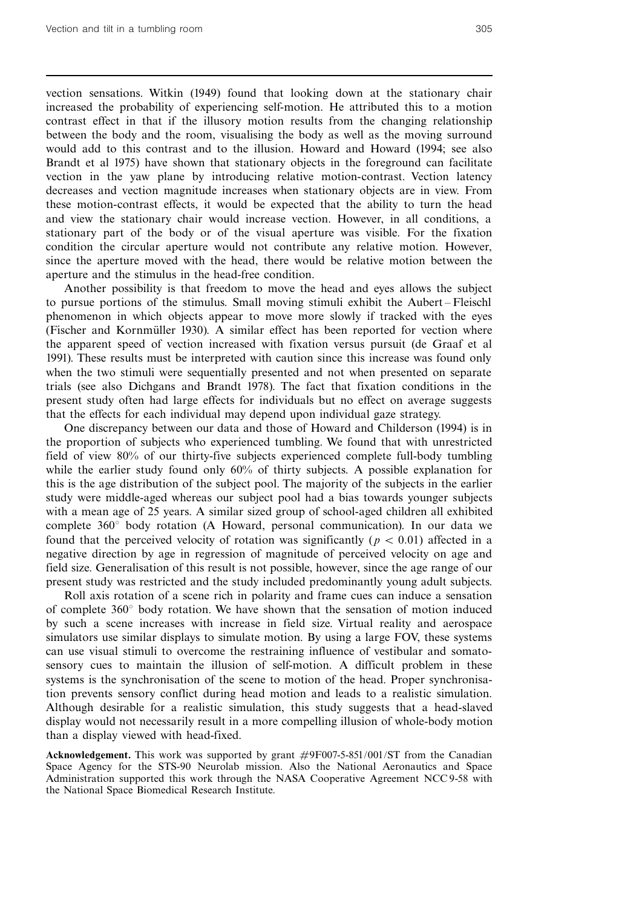vection sensations. Witkin (1949) found that looking down at the stationary chair increased the probability of experiencing self-motion. He attributed this to a motion contrast effect in that if the illusory motion results from the changing relationship between the body and the room, visualising the body as well as the moving surround would add to this contrast and to the illusion. Howard and Howard (1994; see also Brandt et al 1975) have shown that stationary objects in the foreground can facilitate vection in the yaw plane by introducing relative motion-contrast. Vection latency decreases and vection magnitude increases when stationary objects are in view. From these motion-contrast effects, it would be expected that the ability to turn the head and view the stationary chair would increase vection. However, in all conditions, a stationary part of the body or of the visual aperture was visible. For the fixation condition the circular aperture would not contribute any relative motion. However, since the aperture moved with the head, there would be relative motion between the aperture and the stimulus in the head-free condition.

Another possibility is that freedom to move the head and eyes allows the subject to pursue portions of the stimulus. Small moving stimuli exhibit the Aubert – Fleischl phenomenon in which objects appear to move more slowly if tracked with the eyes (Fischer and Kornmüller 1930). A similar effect has been reported for vection where the apparent speed of vection increased with fixation versus pursuit (de Graaf et al 1991). These results must be interpreted with caution since this increase was found only when the two stimuli were sequentially presented and not when presented on separate trials (see also Dichgans and Brandt 1978). The fact that fixation conditions in the present study often had large effects for individuals but no effect on average suggests that the effects for each individual may depend upon individual gaze strategy.

One discrepancy between our data and those of Howard and Childerson (1994) is in the proportion of subjects who experienced tumbling. We found that with unrestricted field of view 80% of our thirty-five subjects experienced complete full-body tumbling while the earlier study found only 60% of thirty subjects. A possible explanation for this is the age distribution of the subject pool. The majority of the subjects in the earlier study were middle-aged whereas our subject pool had a bias towards younger subjects with a mean age of 25 years. A similar sized group of school-aged children all exhibited complete 360° body rotation (A Howard, personal communication). In our data we found that the perceived velocity of rotation was significantly ($p < 0.01$) affected in a negative direction by age in regression of magnitude of perceived velocity on age and field size. Generalisation of this result is not possible, however, since the age range of our present study was restricted and the study included predominantly young adult subjects.

Roll axis rotation of a scene rich in polarity and frame cues can induce a sensation of complete 360° body rotation. We have shown that the sensation of motion induced by such a scene increases with increase in field size. Virtual reality and aerospace simulators use similar displays to simulate motion. By using a large FOV, these systems can use visual stimuli to overcome the restraining influence of vestibular and somatosensory cues to maintain the illusion of self-motion. A difficult problem in these systems is the synchronisation of the scene to motion of the head. Proper synchronisation prevents sensory conflict during head motion and leads to a realistic simulation. Although desirable for a realistic simulation, this study suggests that a head-slaved display would not necessarily result in a more compelling illusion of whole-body motion than a display viewed with head-fixed.

**Acknowledgement.** This work was supported by grant #9F007-5-851/001/ST from the Canadian Space Agency for the STS-90 Neurolab mission. Also the National Aeronautics and Space Administration supported this work through the NASA Cooperative Agreement NCC 9-58 with the National Space Biomedical Research Institute.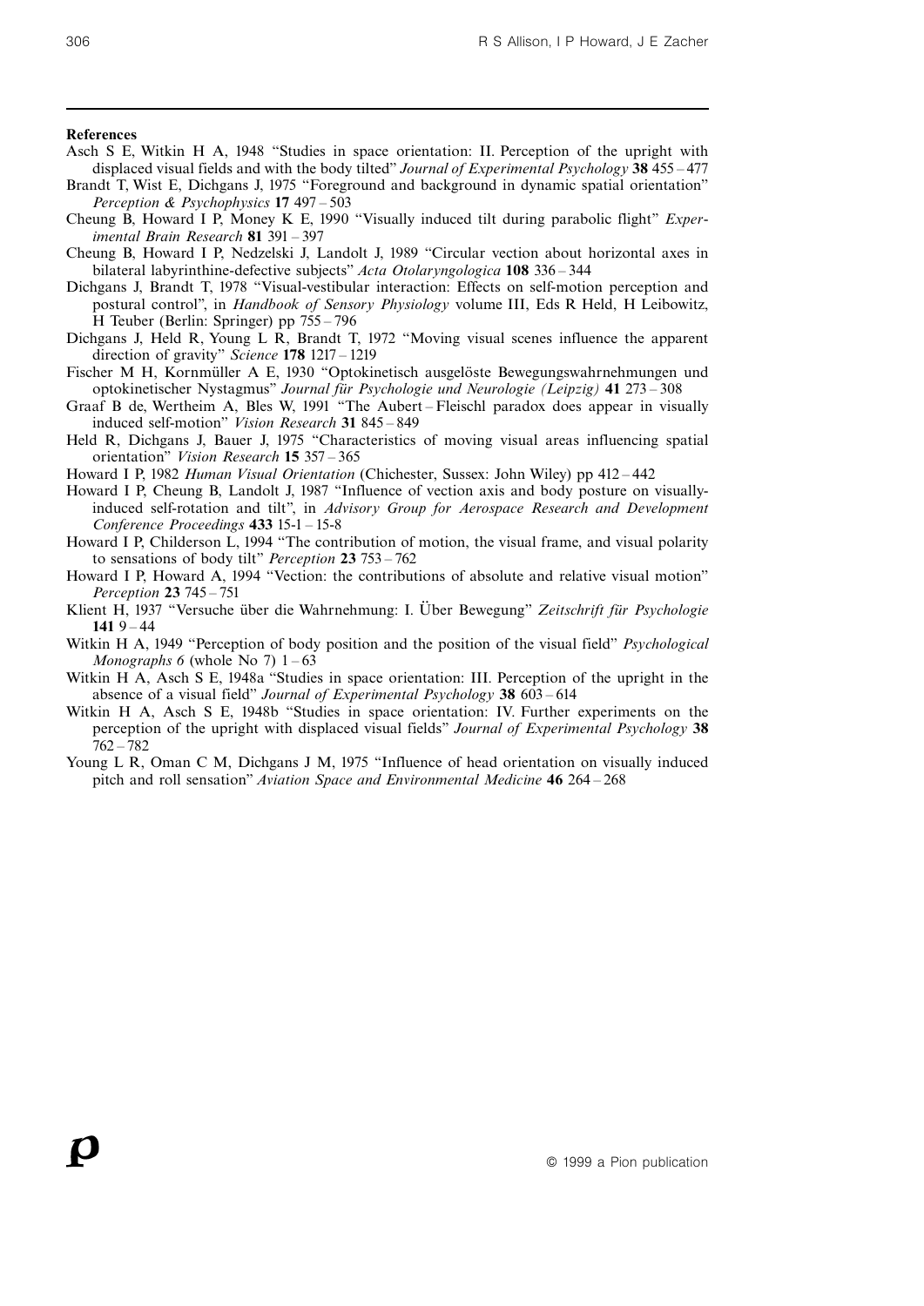## References

Asch S E, Witkin H A, 1948 "Studies in space orientation: II. Perception of the upright with displaced visual fields and with the body tilted" *Journal of Experimental Psychology* **38** 455 – 477

Brandt T, Wist E, Dichgans J, 1975 "Foreground and background in dynamic spatial orientation" *Perception & Psychophysics* **17** 497 – 503

Cheung B, Howard I P, Money K E, 1990 "Visually induced tilt during parabolic flight" *Experimental Brain Research* **81** 391 – 397

Cheung B, Howard I P, Nedzelski J, Landolt J, 1989 "Circular vection about horizontal axes in bilateral labyrinthine-defective subjects" *Acta Otolaryngologica* **108** 336 – 344

Dichgans J, Brandt T, 1978 "Visual-vestibular interaction: Effects on self-motion perception and postural control", in *Handbook of Sensory Physiology* volume III, Eds R Held, H Leibowitz, H Teuber (Berlin: Springer) pp 755 – 796

Dichgans J, Held R, Young L R, Brandt T, 1972 "Moving visual scenes influence the apparent direction of gravity" *Science* **178** 1217 – 1219

Fischer M H, Kornmüller A E, 1930 "Optokinetisch ausgelöste Bewegungswahrnehmungen und optokinetischer Nystagmus" *Journal für Psychologie und Neurologie (Leipzig)* **41** 273 – 308

Graaf B de, Wertheim A, Bles W, 1991 "The Aubert – Fleischl paradox does appear in visually induced self-motion" *Vision Research* **31** 845 – 849

Held R, Dichgans J, Bauer J, 1975 "Characteristics of moving visual areas influencing spatial orientation" *Vision Research* **15** 357 – 365

Howard I P, 1982 *Human Visual Orientation* (Chichester, Sussex: John Wiley) pp 412 – 442

Howard I P, Cheung B, Landolt J, 1987 "Influence of vection axis and body posture on visually-induced self-rotation and tilt", in *Advisory Group for Aerospace Research and Development Conference Proceedings* **433** 15-1 – 15-8

Howard I P, Childerson L, 1994 "The contribution of motion, the visual frame, and visual polarity to sensations of body tilt" *Perception* **23** 753 – 762

Howard I P, Howard A, 1994 "Vection: the contributions of absolute and relative visual motion" *Perception* **23** 745 – 751

Klient H, 1937 "Versuche über die Wahrnehmung: I. Über Bewegung" *Zeitschrift für Psychologie* **141** 9 – 44

Witkin H A, 1949 "Perception of body position and the position of the visual field" *Psychological Monographs 6* (whole No 7) 1 – 63

Witkin H A, Asch S E, 1948a "Studies in space orientation: III. Perception of the upright in the absence of a visual field" *Journal of Experimental Psychology* **38** 603 – 614

Witkin H A, Asch S E, 1948b "Studies in space orientation: IV. Further experiments on the perception of the upright with displaced visual fields" *Journal of Experimental Psychology* **38** 762 – 782

Young L R, Oman C M, Dichgans J M, 1975 "Influence of head orientation on visually induced pitch and roll sensation" *Aviation Space and Environmental Medicine* **46** 264 – 268

© 1999 a Pion publication